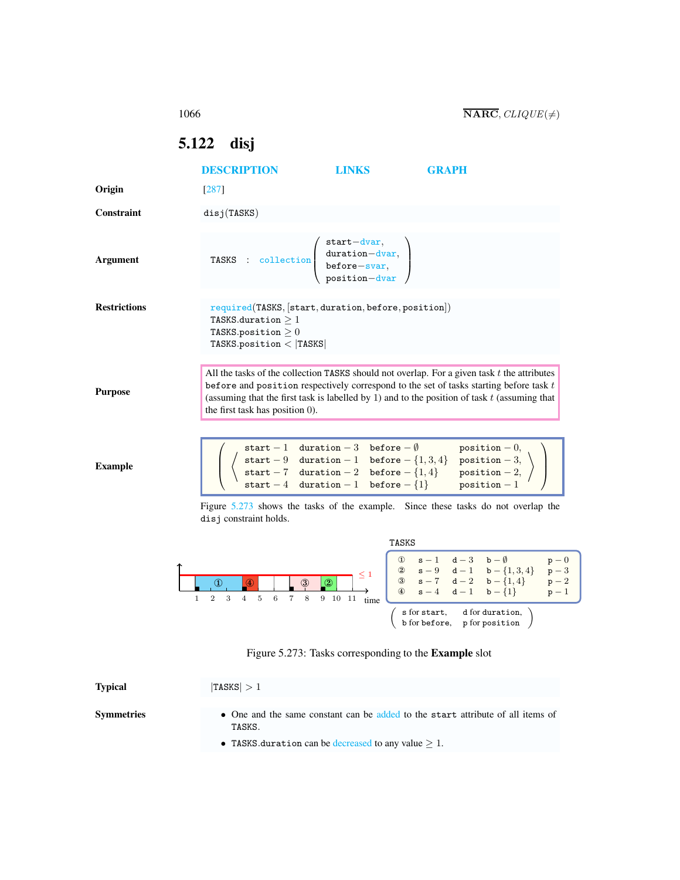## 5.122 disj

DESCRIPTION LINKS GRAPH

**Origin** [287]

**Constraint** disj(TASKS)

**Argument**

TASKS : collection(start−dvar, duration−dvar, before−svar, position−dvar)

**Restrictions**

required(TASKS, [start, duration, before, position])
TASKS.duration ≥ 1
TASKS.position ≥ 0
TASKS.position < |TASKS|

**Purpose**

All the tasks of the collection TASKS should not overlap. For a given task $t$ the attributes before and position respectively correspond to the set of tasks starting before task $t$ (assuming that the first task is labelled by 1) and to the position of task $t$ (assuming that the first task has position 0).

**Example**

$$\left(\left\langle \begin{array}{llll} \text{start} - 1 & \text{duration} - 3 & \text{before} - \emptyset & \text{position} - 0, \\ \text{start} - 9 & \text{duration} - 1 & \text{before} - \{1,3,4\} & \text{position} - 3, \\ \text{start} - 7 & \text{duration} - 2 & \text{before} - \{1,4\} & \text{position} - 2, \\ \text{start} - 4 & \text{duration} - 1 & \text{before} - \{1\} & \text{position} - 1 \end{array} \right\rangle\right)$$

Figure 5.273 shows the tasks of the example. Since these tasks do not overlap the disj constraint holds.

TASKS

| | s | d | b | p |
|---|---|---|---|---|
| ① | s − 1 | d − 3 | b − ∅ | p − 0 |
| ② | s − 9 | d − 1 | b − {1, 3, 4} | p − 3 |
| ③ | s − 7 | d − 2 | b − {1, 4} | p − 2 |
| ④ | s − 4 | d − 1 | b − {1} | p − 1 |

(s for start, d for duration, b for before, p for position)

Figure 5.273: Tasks corresponding to the **Example** slot

**Typical** |TASKS| > 1

**Symmetries**

- One and the same constant can be added to the start attribute of all items of TASKS.
- TASKS.duration can be decreased to any value ≥ 1.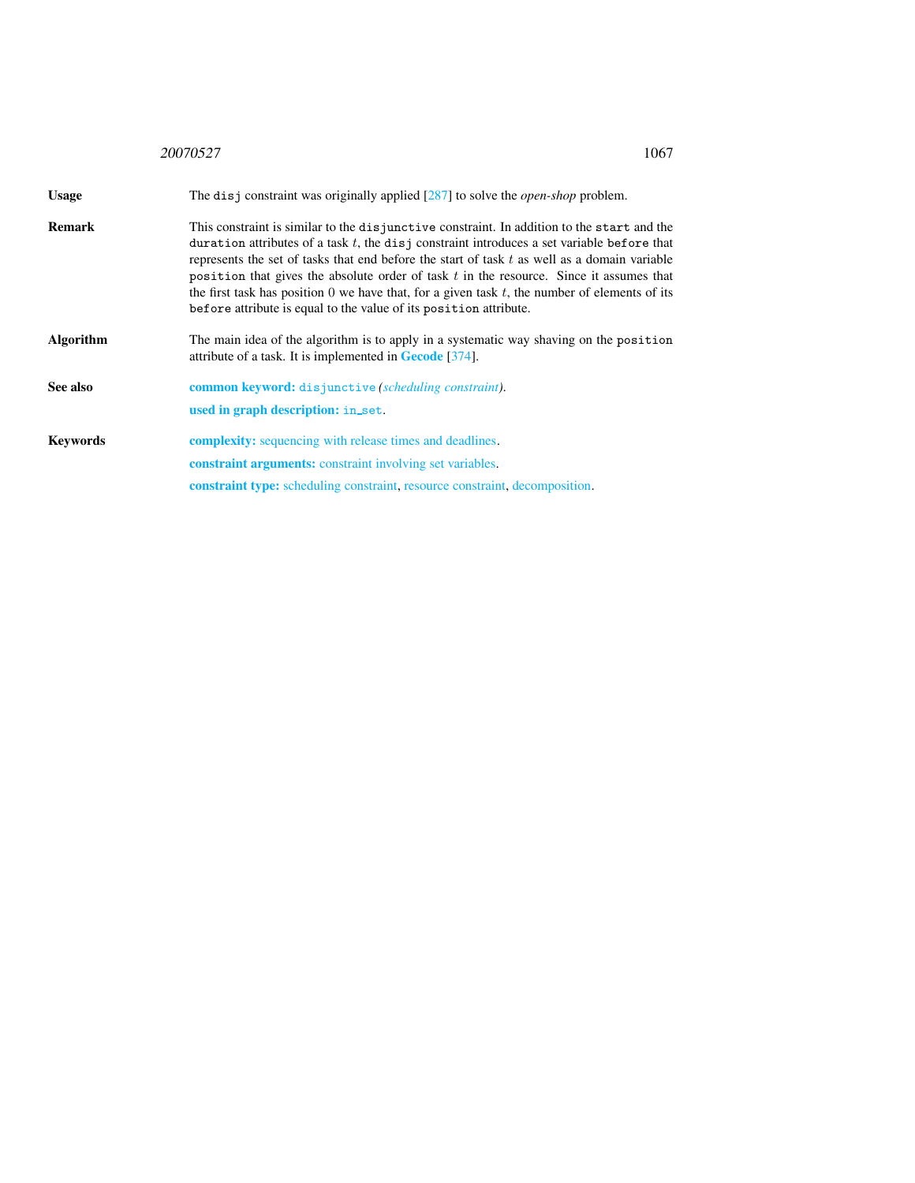**Usage**

The `disj` constraint was originally applied [287] to solve the *open-shop* problem.

**Remark**

This constraint is similar to the `disjunctive` constraint. In addition to the `start` and the `duration` attributes of a task $t$, the `disj` constraint introduces a set variable `before` that represents the set of tasks that end before the start of task $t$ as well as a domain variable `position` that gives the absolute order of task $t$ in the resource. Since it assumes that the first task has position 0 we have that, for a given task $t$, the number of elements of its `before` attribute is equal to the value of its `position` attribute.

**Algorithm**

The main idea of the algorithm is to apply in a systematic way shaving on the `position` attribute of a task. It is implemented in **Gecode** [374].

**See also**

**common keyword:** `disjunctive` *(scheduling constraint)*.

**used in graph description:** `in_set`.

**Keywords**

**complexity:** sequencing with release times and deadlines.

**constraint arguments:** constraint involving set variables.

**constraint type:** scheduling constraint, resource constraint, decomposition.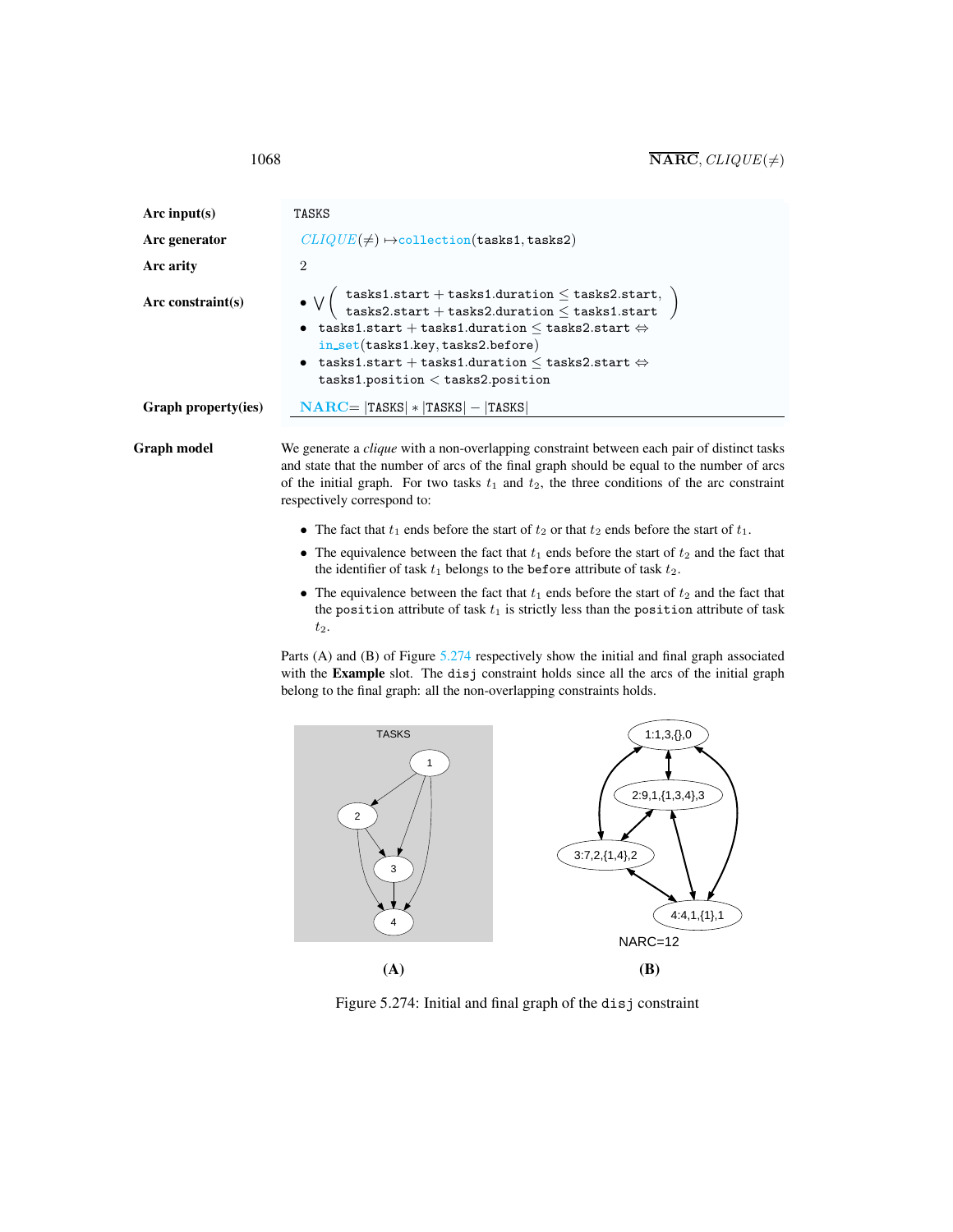| | |
|---|---|
| **Arc input(s)** | TASKS |
| **Arc generator** | *CLIQUE*($\neq$) $\mapsto$collection(tasks1, tasks2) |
| **Arc arity** | 2 |
| **Arc constraint(s)** | • $\bigvee\left(\begin{array}{l}\texttt{tasks1.start} + \texttt{tasks1.duration} \leq \texttt{tasks2.start},\\ \texttt{tasks2.start} + \texttt{tasks2.duration} \leq \texttt{tasks1.start}\end{array}\right)$<br>• tasks1.start + tasks1.duration $\leq$ tasks2.start $\Leftrightarrow$ in_set(tasks1.key, tasks2.before)<br>• tasks1.start + tasks1.duration $\leq$ tasks2.start $\Leftrightarrow$ tasks1.position $<$ tasks2.position |
| **Graph property(ies)** | **NARC**= \|TASKS\| $*$ \|TASKS\| $-$ \|TASKS\| |

**Graph model**

We generate a *clique* with a non-overlapping constraint between each pair of distinct tasks and state that the number of arcs of the final graph should be equal to the number of arcs of the initial graph. For two tasks $t_1$ and $t_2$, the three conditions of the arc constraint respectively correspond to:

- The fact that $t_1$ ends before the start of $t_2$ or that $t_2$ ends before the start of $t_1$.
- The equivalence between the fact that $t_1$ ends before the start of $t_2$ and the fact that the identifier of task $t_1$ belongs to the before attribute of task $t_2$.
- The equivalence between the fact that $t_1$ ends before the start of $t_2$ and the fact that the position attribute of task $t_1$ is strictly less than the position attribute of task $t_2$.

Parts (A) and (B) of Figure 5.274 respectively show the initial and final graph associated with the **Example** slot. The disj constraint holds since all the arcs of the initial graph belong to the final graph: all the non-overlapping constraints holds.

Figure 5.274: Initial and final graph of the disj constraint